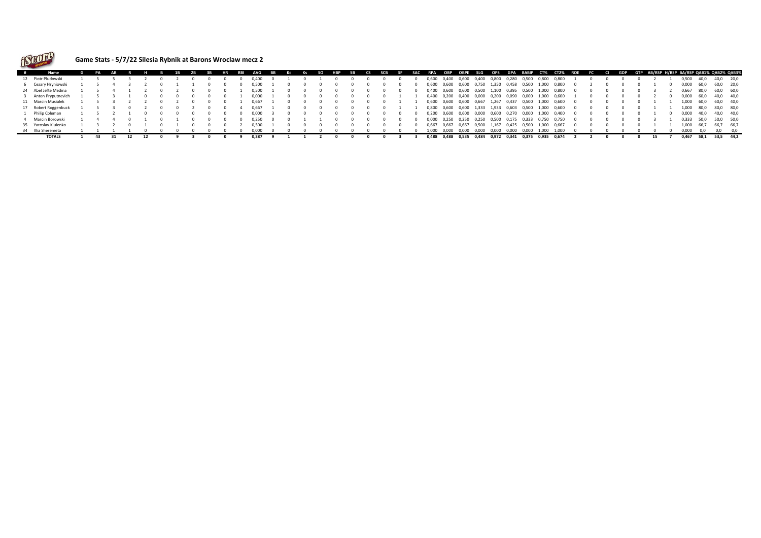## Game Stats - 5/7/22 Silesia Rybnik at Barons Wroclaw mecz 2

| # | Name | G | PA | AB | R | H | B | 1B | 2B | 3B | HR | RBI | AVG | BB | Kc | Ks | SO | HBP | SB | CS | SCB | SF | SAC | RPA | OBP | OBPE | SLG | OPS | GPA | BABIP | CT% | CT2% | ROE | FC | CI | GDP | GTP | AB/RSP | H/RSP | BA/RSP | QAB1% | QAB2% | QAB3% |
|---|---|---|---|---|---|---|---|---|---|---|---|---|---|---|---|---|---|---|---|---|---|---|---|---|---|---|---|---|---|---|---|---|---|---|---|---|---|---|---|---|---|---|---|
| 12 | Piotr Pludowski | 1 | 5 | 5 | 3 | 2 | 0 | 2 | 0 | 0 | 0 | 0 | 0,400 | 0 | 1 | 0 | 1 | 0 | 0 | 0 | 0 | 0 | 0 | 0,600 | 0,400 | 0,600 | 0,400 | 0,800 | 0,280 | 0,500 | 0,800 | 0,800 | 1 | 0 | 0 | 0 | 0 | 2 | 1 | 0,500 | 40,0 | 40,0 | 20,0 |
| 6 | Cezary Hryniowski | 1 | 5 | 4 | 3 | 2 | 0 | 1 | 1 | 0 | 0 | 0 | 0,500 | 1 | 0 | 0 | 0 | 0 | 0 | 0 | 0 | 0 | 0 | 0,600 | 0,600 | 0,600 | 0,750 | 1,350 | 0,458 | 0,500 | 1,000 | 0,800 | 0 | 2 | 0 | 0 | 0 | 1 | 0 | 0,000 | 60,0 | 60,0 | 20,0 |
| 24 | Abel Jefte Medina | 1 | 5 | 4 | 1 | 2 | 0 | 2 | 0 | 0 | 0 | 1 | 0,500 | 1 | 0 | 0 | 0 | 0 | 0 | 0 | 0 | 0 | 0 | 0,400 | 0,600 | 0,600 | 0,500 | 1,100 | 0,395 | 0,500 | 1,000 | 0,800 | 0 | 0 | 0 | 0 | 0 | 3 | 2 | 0,667 | 80,0 | 60,0 | 60,0 |
| 3 | Anton Pryputnevich | 1 | 5 | 3 | 1 | 0 | 0 | 0 | 0 | 0 | 0 | 1 | 0,000 | 1 | 0 | 0 | 0 | 0 | 0 | 0 | 0 | 1 | 1 | 0,400 | 0,200 | 0,400 | 0,000 | 0,200 | 0,090 | 0,000 | 1,000 | 0,600 | 1 | 0 | 0 | 0 | 0 | 2 | 0 | 0,000 | 60,0 | 40,0 | 40,0 |
| 11 | Marcin Musialek | 1 | 5 | 3 | 2 | 2 | 0 | 2 | 0 | 0 | 0 | 1 | 0,667 | 1 | 0 | 0 | 0 | 0 | 0 | 0 | 0 | 1 | 1 | 0,600 | 0,600 | 0,600 | 0,667 | 1,267 | 0,437 | 0,500 | 1,000 | 0,600 | 0 | 0 | 0 | 0 | 0 | 1 | 1 | 1,000 | 60,0 | 60,0 | 40,0 |
| 17 | Robert Roggenbuck | 1 | 5 | 3 | 0 | 2 | 0 | 0 | 2 | 0 | 0 | 4 | 0,667 | 1 | 0 | 0 | 0 | 0 | 0 | 0 | 0 | 1 | 1 | 0,800 | 0,600 | 0,600 | 1,333 | 1,933 | 0,603 | 0,500 | 1,000 | 0,600 | 0 | 0 | 0 | 0 | 0 | 1 | 1 | 1,000 | 80,0 | 80,0 | 80,0 |
| 1 | Philip Coleman | 1 | 5 | 2 | 1 | 0 | 0 | 0 | 0 | 0 | 0 | 0 | 0,000 | 3 | 0 | 0 | 0 | 0 | 0 | 0 | 0 | 0 | 0 | 0,200 | 0,600 | 0,600 | 0,000 | 0,600 | 0,270 | 0,000 | 1,000 | 0,400 | 0 | 0 | 0 | 0 | 0 | 1 | 0 | 0,000 | 40,0 | 40,0 | 40,0 |
| 4 | Marcin Borowski | 1 | 4 | 4 | 0 | 1 | 0 | 1 | 0 | 0 | 0 | 0 | 0,250 | 0 | 0 | 1 | 1 | 0 | 0 | 0 | 0 | 0 | 0 | 0,000 | 0,250 | 0,250 | 0,250 | 0,500 | 0,175 | 0,333 | 0,750 | 0,750 | 0 | 0 | 0 | 0 | 0 | 3 | 1 | 0,333 | 50,0 | 50,0 | 50,0 |
| 35 | Yaroslav Kluienko | 1 | 3 | 2 | 0 | 1 | 0 | 1 | 0 | 0 | 0 | 2 | 0,500 | 1 | 0 | 0 | 0 | 0 | 0 | 0 | 0 | 0 | 0 | 0,667 | 0,667 | 0,667 | 0,500 | 1,167 | 0,425 | 0,500 | 1,000 | 0,667 | 0 | 0 | 0 | 0 | 0 | 1 | 1 | 1,000 | 66,7 | 66,7 | 66,7 |
| 34 | Illia Sheremeta | 1 | 1 | 1 | 1 | 0 | 0 | 0 | 0 | 0 | 0 | 0 | 0,000 | 0 | 0 | 0 | 0 | 0 | 0 | 0 | 0 | 0 | 0 | 1,000 | 0,000 | 0,000 | 0,000 | 0,000 | 0,000 | 0,000 | 1,000 | 1,000 | 0 | 0 | 0 | 0 | 0 | 0 | 0 | 0,000 | 0,0 | 0,0 | 0,0 |
| | **TOTALS** | **1** | **43** | **31** | **12** | **12** | **0** | **9** | **3** | **0** | **0** | **9** | **0,387** | **9** | **1** | **1** | **2** | **0** | **0** | **0** | **0** | **3** | **3** | **0,488** | **0,488** | **0,535** | **0,484** | **0,972** | **0,341** | **0,375** | **0,935** | **0,674** | **2** | **2** | **0** | **0** | **0** | **15** | **7** | **0,467** | **58,1** | **53,5** | **44,2** |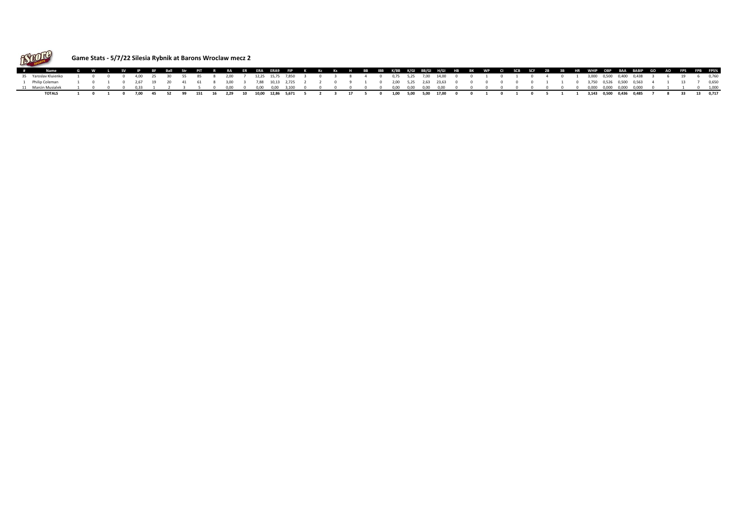## Game Stats - 5/7/22 Silesia Rybnik at Barons Wroclaw mecz 2

| # | Name | G | W | L | SV | IP | BF | Ball | Str | PIT | R | RA | ER | ERA | ERA9 | FIP | K | Kc | Ks | H | BB | IBB | K/BB | K/GI | BB/GI | H/GI | HB | BK | WP | CI | SCB | SCF | 2B | 3B | HR | WHIP | OBP | BAA | BABIP | GO | AO | FPS | FPB | FPS% |
|---|---|---|---|---|---|---|---|---|---|---|---|---|---|---|---|---|---|---|---|---|---|---|---|---|---|---|---|---|---|---|---|---|---|---|---|---|---|---|---|---|---|---|---|---|
| 35 | Yaroslav Kluienko | 1 | 0 | 0 | 0 | 4,00 | 25 | 30 | 55 | 85 | 8 | 2,00 | 7 | 12,25 | 15,75 | 7,850 | 3 | 0 | 3 | 8 | 4 | 0 | 0,75 | 5,25 | 7,00 | 14,00 | 0 | 0 | 1 | 0 | 1 | 0 | 4 | 0 | 1 | 3,000 | 0,500 | 0,400 | 0,438 | 3 | 6 | 19 | 6 | 0,760 |
| 1 | Philip Coleman | 1 | 0 | 1 | 0 | 2,67 | 19 | 20 | 41 | 61 | 8 | 3,00 | 3 | 7,88 | 10,13 | 2,725 | 2 | 2 | 0 | 9 | 1 | 0 | 2,00 | 5,25 | 2,63 | 23,63 | 0 | 0 | 0 | 0 | 0 | 0 | 1 | 1 | 0 | 3,750 | 0,526 | 0,500 | 0,563 | 4 | 1 | 13 | 7 | 0,650 |
| 11 | Marcin Musialek | 1 | 0 | 0 | 0 | 0,33 | 1 | 2 | 3 | 5 | 0 | 0,00 | 0 | 0,00 | 0,00 | 3,100 | 0 | 0 | 0 | 0 | 0 | 0 | 0,00 | 0,00 | 0,00 | 0,00 | 0 | 0 | 0 | 0 | 0 | 0 | 0 | 0 | 0 | 0,000 | 0,000 | 0,000 | 0,000 | 0 | 1 | 1 | 0 | 1,000 |
| | **TOTALS** | **1** | **0** | **1** | **0** | **7,00** | **45** | **52** | **99** | **151** | **16** | **2,29** | **10** | **10,00** | **12,86** | **5,671** | **5** | **2** | **3** | **17** | **5** | **0** | **1,00** | **5,00** | **5,00** | **17,00** | **0** | **0** | **1** | **0** | **1** | **0** | **5** | **1** | **1** | **3,143** | **0,500** | **0,436** | **0,485** | **7** | **8** | **33** | **13** | **0,717** |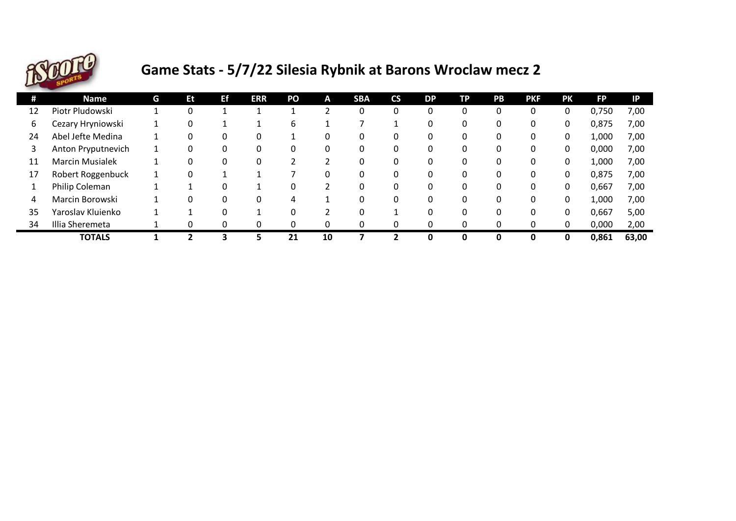## Game Stats - 5/7/22 Silesia Rybnik at Barons Wroclaw mecz 2

| # | Name | G | Et | Ef | ERR | PO | A | SBA | CS | DP | TP | PB | PKF | PK | FP | IP |
|---|---|---|---|---|---|---|---|---|---|---|---|---|---|---|---|---|
| 12 | Piotr Pludowski | 1 | 0 | 1 | 1 | 1 | 2 | 0 | 0 | 0 | 0 | 0 | 0 | 0 | 0,750 | 7,00 |
| 6 | Cezary Hryniowski | 1 | 0 | 1 | 1 | 6 | 1 | 7 | 1 | 0 | 0 | 0 | 0 | 0 | 0,875 | 7,00 |
| 24 | Abel Jefte Medina | 1 | 0 | 0 | 0 | 1 | 0 | 0 | 0 | 0 | 0 | 0 | 0 | 0 | 1,000 | 7,00 |
| 3 | Anton Pryputnevich | 1 | 0 | 0 | 0 | 0 | 0 | 0 | 0 | 0 | 0 | 0 | 0 | 0 | 0,000 | 7,00 |
| 11 | Marcin Musialek | 1 | 0 | 0 | 0 | 2 | 2 | 0 | 0 | 0 | 0 | 0 | 0 | 0 | 1,000 | 7,00 |
| 17 | Robert Roggenbuck | 1 | 0 | 1 | 1 | 7 | 0 | 0 | 0 | 0 | 0 | 0 | 0 | 0 | 0,875 | 7,00 |
| 1 | Philip Coleman | 1 | 1 | 0 | 1 | 0 | 2 | 0 | 0 | 0 | 0 | 0 | 0 | 0 | 0,667 | 7,00 |
| 4 | Marcin Borowski | 1 | 0 | 0 | 0 | 4 | 1 | 0 | 0 | 0 | 0 | 0 | 0 | 0 | 1,000 | 7,00 |
| 35 | Yaroslav Kluienko | 1 | 1 | 0 | 1 | 0 | 2 | 0 | 1 | 0 | 0 | 0 | 0 | 0 | 0,667 | 5,00 |
| 34 | Illia Sheremeta | 1 | 0 | 0 | 0 | 0 | 0 | 0 | 0 | 0 | 0 | 0 | 0 | 0 | 0,000 | 2,00 |
| | **TOTALS** | **1** | **2** | **3** | **5** | **21** | **10** | **7** | **2** | **0** | **0** | **0** | **0** | **0** | **0,861** | **63,00** |